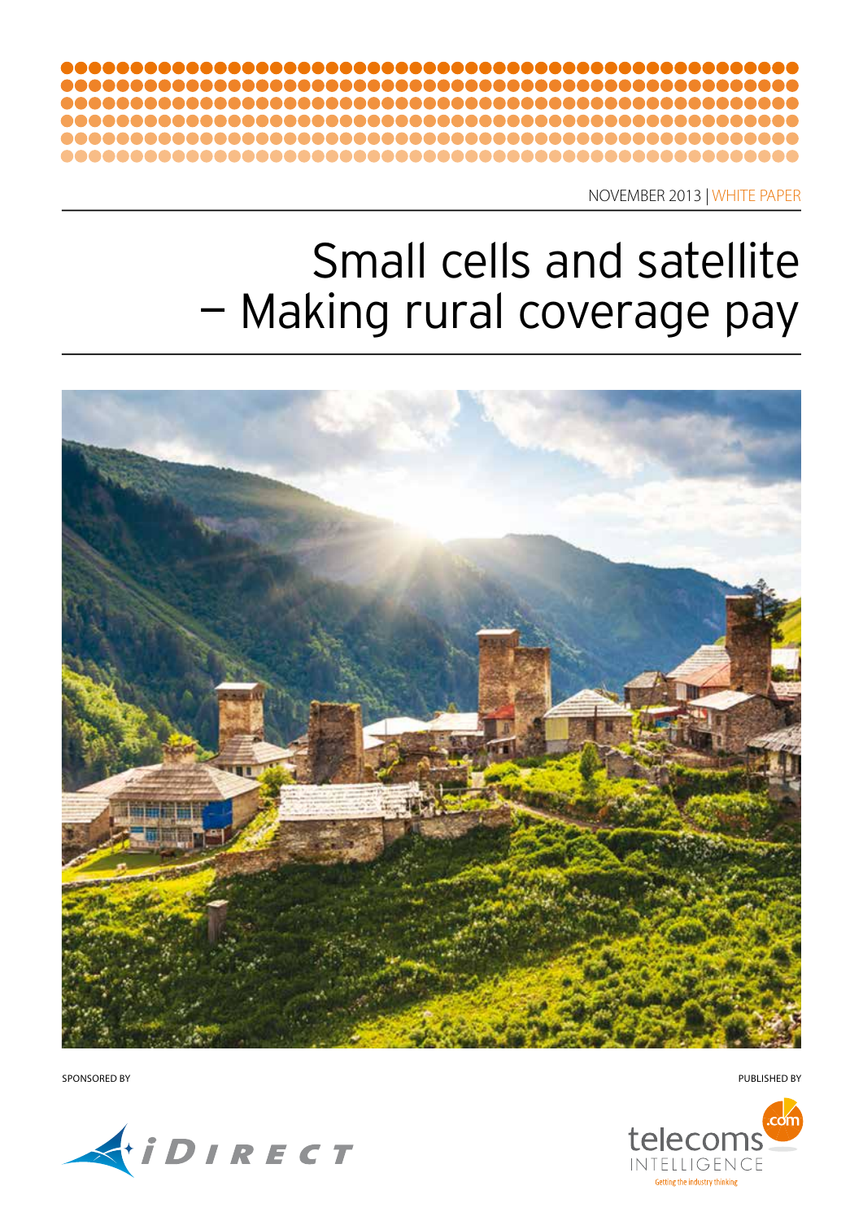NOVEMBER 2013 | WHITE PAPER

# Small cells and satellite – Making rural coverage pay

SPONSORED BY

iDIRECT

PUBLISHED BY

telecoms.com INTELLIGENCE

Getting the industry thinking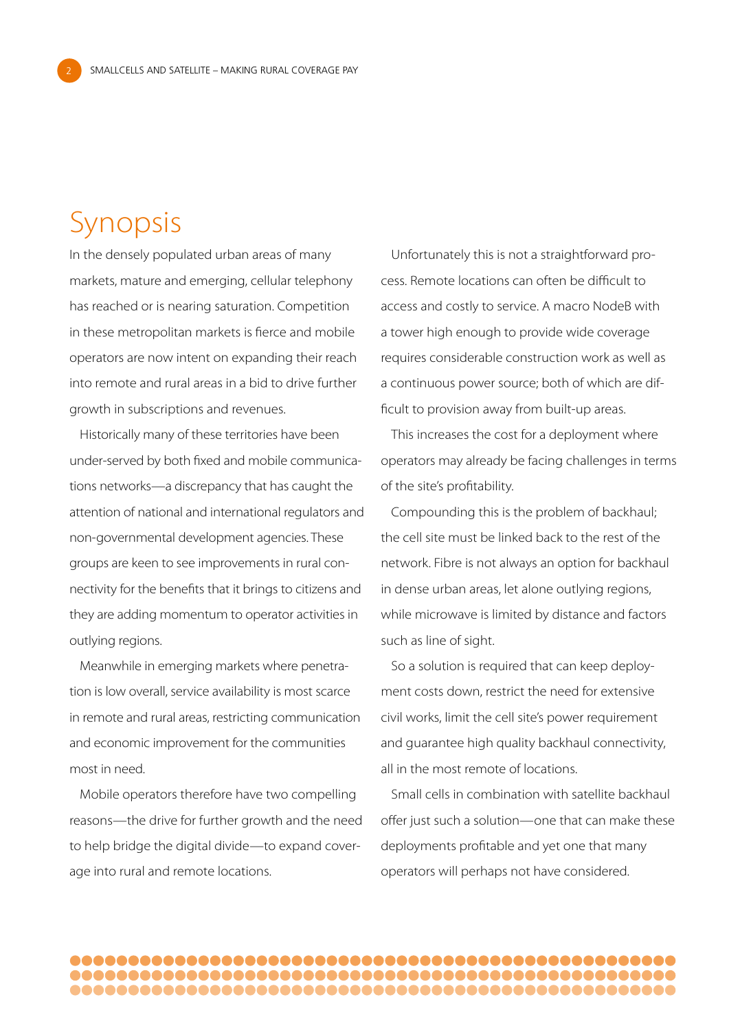# Synopsis

In the densely populated urban areas of many markets, mature and emerging, cellular telephony has reached or is nearing saturation. Competition in these metropolitan markets is fierce and mobile operators are now intent on expanding their reach into remote and rural areas in a bid to drive further growth in subscriptions and revenues.

Historically many of these territories have been under-served by both fixed and mobile communications networks—a discrepancy that has caught the attention of national and international regulators and non-governmental development agencies. These groups are keen to see improvements in rural connectivity for the benefits that it brings to citizens and they are adding momentum to operator activities in outlying regions.

Meanwhile in emerging markets where penetration is low overall, service availability is most scarce in remote and rural areas, restricting communication and economic improvement for the communities most in need.

Mobile operators therefore have two compelling reasons—the drive for further growth and the need to help bridge the digital divide—to expand coverage into rural and remote locations.

Unfortunately this is not a straightforward process. Remote locations can often be difficult to access and costly to service. A macro NodeB with a tower high enough to provide wide coverage requires considerable construction work as well as a continuous power source; both of which are difficult to provision away from built-up areas.

This increases the cost for a deployment where operators may already be facing challenges in terms of the site's profitability.

Compounding this is the problem of backhaul; the cell site must be linked back to the rest of the network. Fibre is not always an option for backhaul in dense urban areas, let alone outlying regions, while microwave is limited by distance and factors such as line of sight.

So a solution is required that can keep deployment costs down, restrict the need for extensive civil works, limit the cell site's power requirement and guarantee high quality backhaul connectivity, all in the most remote of locations.

Small cells in combination with satellite backhaul offer just such a solution—one that can make these deployments profitable and yet one that many operators will perhaps not have considered.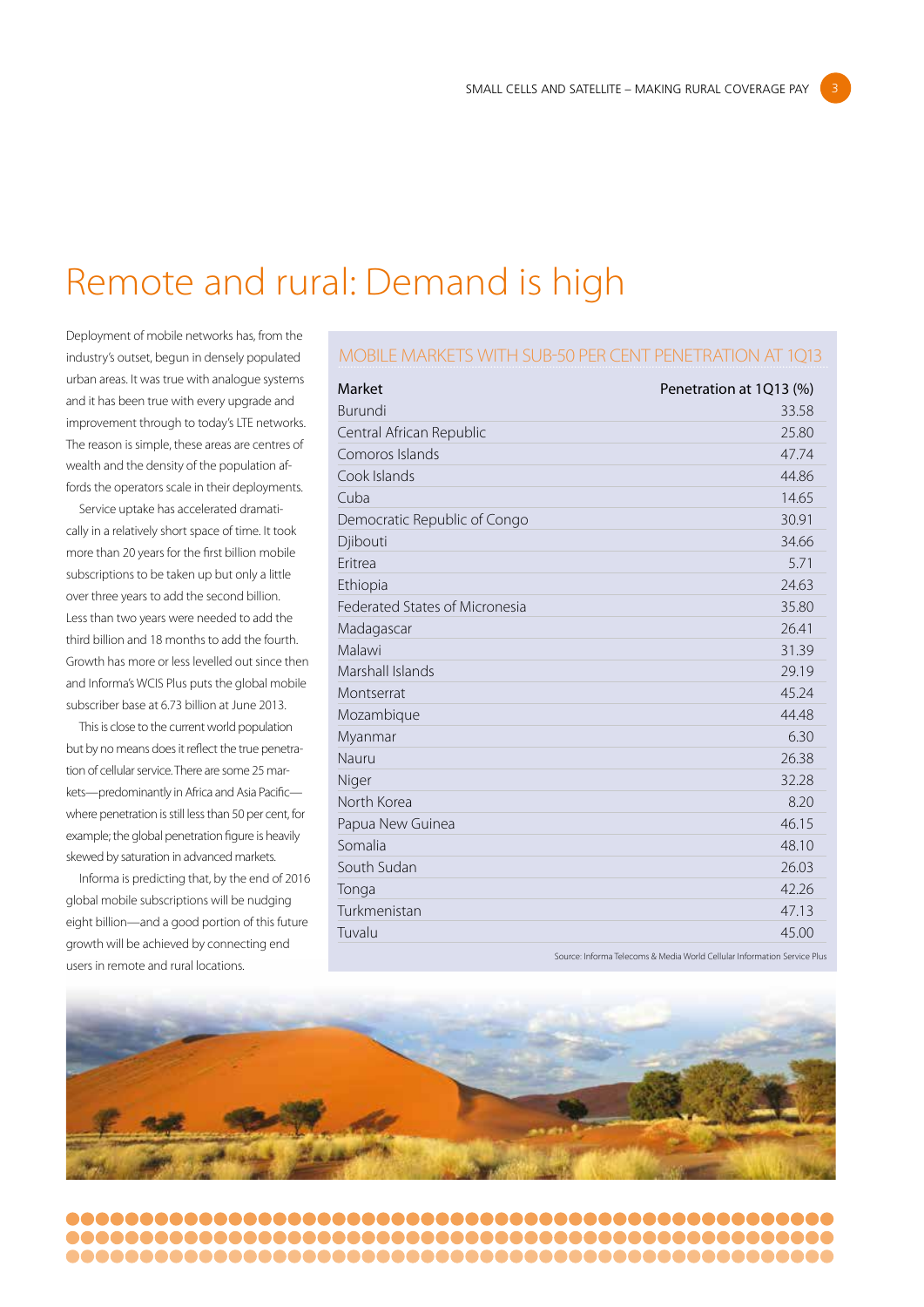# Remote and rural: Demand is high

Deployment of mobile networks has, from the industry's outset, begun in densely populated urban areas. It was true with analogue systems and it has been true with every upgrade and improvement through to today's LTE networks. The reason is simple, these areas are centres of wealth and the density of the population affords the operators scale in their deployments.

Service uptake has accelerated dramatically in a relatively short space of time. It took more than 20 years for the first billion mobile subscriptions to be taken up but only a little over three years to add the second billion. Less than two years were needed to add the third billion and 18 months to add the fourth. Growth has more or less levelled out since then and Informa's WCIS Plus puts the global mobile subscriber base at 6.73 billion at June 2013.

This is close to the current world population but by no means does it reflect the true penetration of cellular service. There are some 25 markets—predominantly in Africa and Asia Pacific—where penetration is still less than 50 per cent, for example; the global penetration figure is heavily skewed by saturation in advanced markets.

Informa is predicting that, by the end of 2016 global mobile subscriptions will be nudging eight billion—and a good portion of this future growth will be achieved by connecting end users in remote and rural locations.

## MOBILE MARKETS WITH SUB-50 PER CENT PENETRATION AT 1Q13

| Market | Penetration at 1Q13 (%) |
|---|---|
| Burundi | 33.58 |
| Central African Republic | 25.80 |
| Comoros Islands | 47.74 |
| Cook Islands | 44.86 |
| Cuba | 14.65 |
| Democratic Republic of Congo | 30.91 |
| Djibouti | 34.66 |
| Eritrea | 5.71 |
| Ethiopia | 24.63 |
| Federated States of Micronesia | 35.80 |
| Madagascar | 26.41 |
| Malawi | 31.39 |
| Marshall Islands | 29.19 |
| Montserrat | 45.24 |
| Mozambique | 44.48 |
| Myanmar | 6.30 |
| Nauru | 26.38 |
| Niger | 32.28 |
| North Korea | 8.20 |
| Papua New Guinea | 46.15 |
| Somalia | 48.10 |
| South Sudan | 26.03 |
| Tonga | 42.26 |
| Turkmenistan | 47.13 |
| Tuvalu | 45.00 |

Source: Informa Telecoms & Media World Cellular Information Service Plus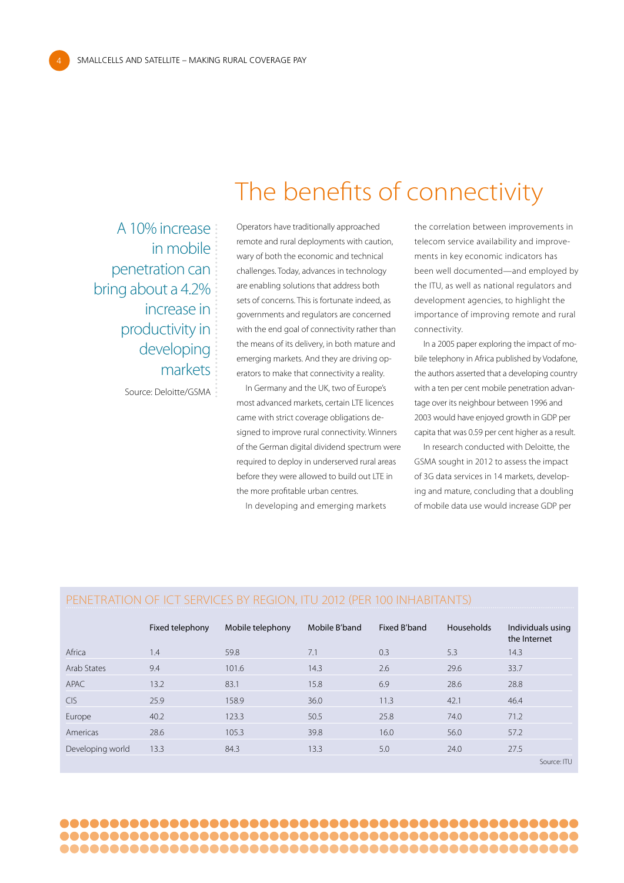# The benefits of connectivity

> A 10% increase in mobile penetration can bring about a 4.2% increase in productivity in developing markets
>
> Source: Deloitte/GSMA

Operators have traditionally approached remote and rural deployments with caution, wary of both the economic and technical challenges. Today, advances in technology are enabling solutions that address both sets of concerns. This is fortunate indeed, as governments and regulators are concerned with the end goal of connectivity rather than the means of its delivery, in both mature and emerging markets. And they are driving operators to make that connectivity a reality.

In Germany and the UK, two of Europe's most advanced markets, certain LTE licences came with strict coverage obligations designed to improve rural connectivity. Winners of the German digital dividend spectrum were required to deploy in underserved rural areas before they were allowed to build out LTE in the more profitable urban centres.

In developing and emerging markets the correlation between improvements in telecom service availability and improvements in key economic indicators has been well documented—and employed by the ITU, as well as national regulators and development agencies, to highlight the importance of improving remote and rural connectivity.

In a 2005 paper exploring the impact of mobile telephony in Africa published by Vodafone, the authors asserted that a developing country with a ten per cent mobile penetration advantage over its neighbour between 1996 and 2003 would have enjoyed growth in GDP per capita that was 0.59 per cent higher as a result.

In research conducted with Deloitte, the GSMA sought in 2012 to assess the impact of 3G data services in 14 markets, developing and mature, concluding that a doubling of mobile data use would increase GDP per

## PENETRATION OF ICT SERVICES BY REGION, ITU 2012 (PER 100 INHABITANTS)

| | Fixed telephony | Mobile telephony | Mobile B'band | Fixed B'band | Households | Individuals using the Internet |
|---|---|---|---|---|---|---|
| Africa | 1.4 | 59.8 | 7.1 | 0.3 | 5.3 | 14.3 |
| Arab States | 9.4 | 101.6 | 14.3 | 2.6 | 29.6 | 33.7 |
| APAC | 13.2 | 83.1 | 15.8 | 6.9 | 28.6 | 28.8 |
| CIS | 25.9 | 158.9 | 36.0 | 11.3 | 42.1 | 46.4 |
| Europe | 40.2 | 123.3 | 50.5 | 25.8 | 74.0 | 71.2 |
| Americas | 28.6 | 105.3 | 39.8 | 16.0 | 56.0 | 57.2 |
| Developing world | 13.3 | 84.3 | 13.3 | 5.0 | 24.0 | 27.5 |

Source: ITU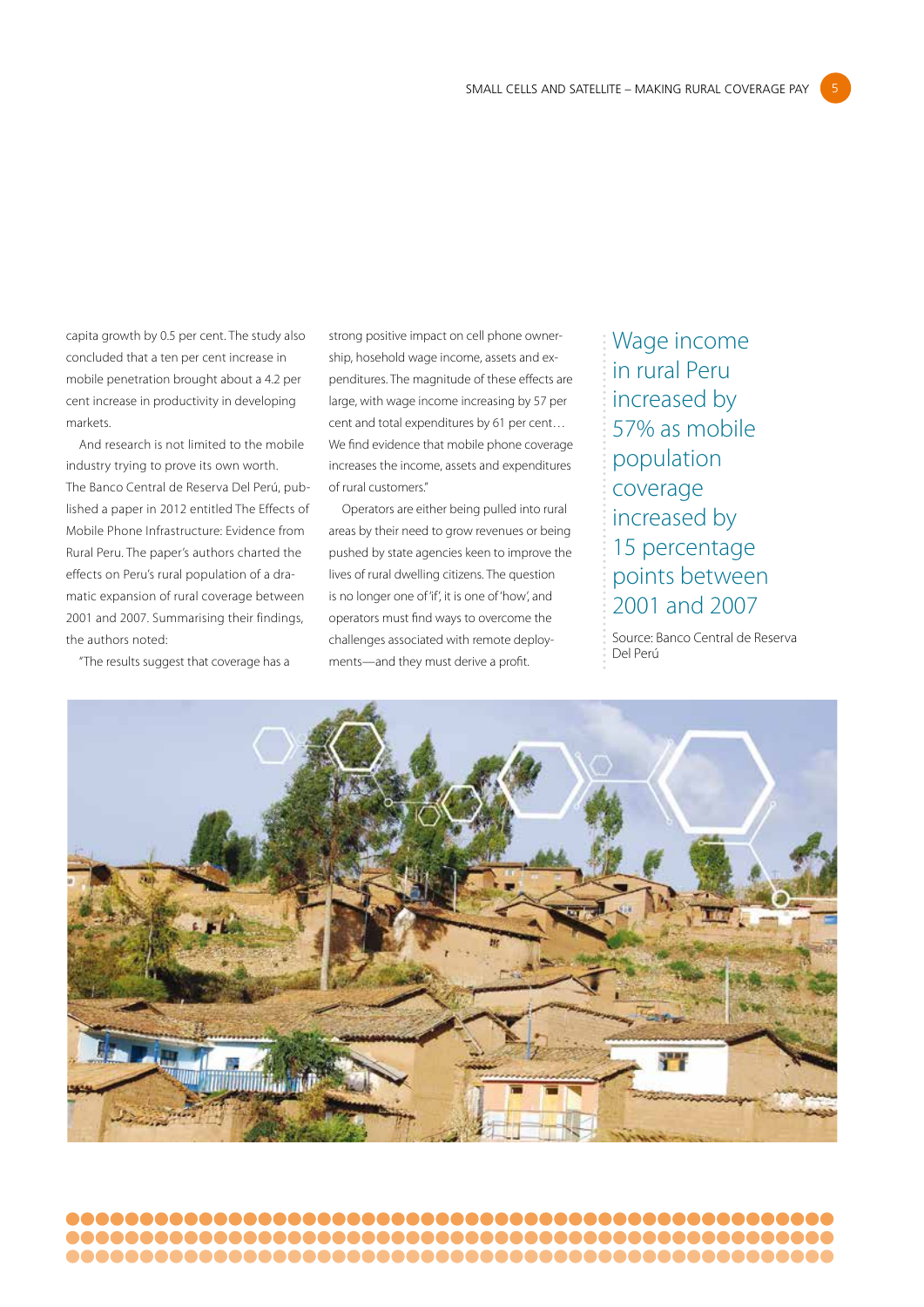capita growth by 0.5 per cent. The study also concluded that a ten per cent increase in mobile penetration brought about a 4.2 per cent increase in productivity in developing markets.

And research is not limited to the mobile industry trying to prove its own worth. The Banco Central de Reserva Del Perú, published a paper in 2012 entitled The Effects of Mobile Phone Infrastructure: Evidence from Rural Peru. The paper's authors charted the effects on Peru's rural population of a dramatic expansion of rural coverage between 2001 and 2007. Summarising their findings, the authors noted:

"The results suggest that coverage has a strong positive impact on cell phone ownership, hosehold wage income, assets and expenditures. The magnitude of these effects are large, with wage income increasing by 57 per cent and total expenditures by 61 per cent… We find evidence that mobile phone coverage increases the income, assets and expenditures of rural customers."

Operators are either being pulled into rural areas by their need to grow revenues or being pushed by state agencies keen to improve the lives of rural dwelling citizens. The question is no longer one of 'if', it is one of 'how', and operators must find ways to overcome the challenges associated with remote deployments—and they must derive a profit.

> Wage income in rural Peru increased by 57% as mobile population coverage increased by 15 percentage points between 2001 and 2007
>
> Source: Banco Central de Reserva Del Perú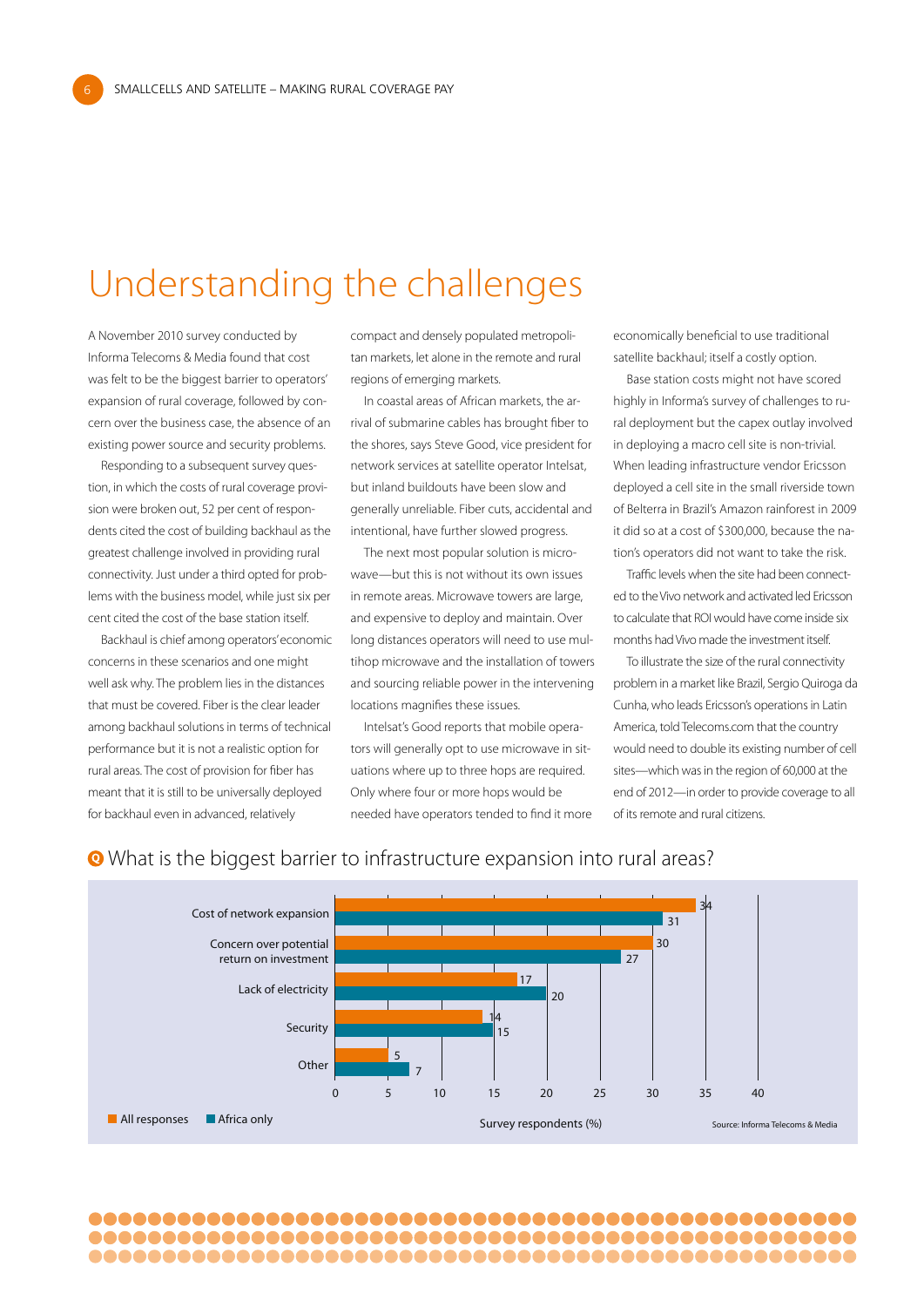# Understanding the challenges

A November 2010 survey conducted by Informa Telecoms & Media found that cost was felt to be the biggest barrier to operators' expansion of rural coverage, followed by concern over the business case, the absence of an existing power source and security problems.

Responding to a subsequent survey question, in which the costs of rural coverage provision were broken out, 52 per cent of respondents cited the cost of building backhaul as the greatest challenge involved in providing rural connectivity. Just under a third opted for problems with the business model, while just six per cent cited the cost of the base station itself.

Backhaul is chief among operators' economic concerns in these scenarios and one might well ask why. The problem lies in the distances that must be covered. Fiber is the clear leader among backhaul solutions in terms of technical performance but it is not a realistic option for rural areas. The cost of provision for fiber has meant that it is still to be universally deployed for backhaul even in advanced, relatively compact and densely populated metropolitan markets, let alone in the remote and rural regions of emerging markets.

In coastal areas of African markets, the arrival of submarine cables has brought fiber to the shores, says Steve Good, vice president for network services at satellite operator Intelsat, but inland buildouts have been slow and generally unreliable. Fiber cuts, accidental and intentional, have further slowed progress.

The next most popular solution is microwave—but this is not without its own issues in remote areas. Microwave towers are large, and expensive to deploy and maintain. Over long distances operators will need to use multihop microwave and the installation of towers and sourcing reliable power in the intervening locations magnifies these issues.

Intelsat's Good reports that mobile operators will generally opt to use microwave in situations where up to three hops are required. Only where four or more hops would be needed have operators tended to find it more economically beneficial to use traditional satellite backhaul; itself a costly option.

Base station costs might not have scored highly in Informa's survey of challenges to rural deployment but the capex outlay involved in deploying a macro cell site is non-trivial. When leading infrastructure vendor Ericsson deployed a cell site in the small riverside town of Belterra in Brazil's Amazon rainforest in 2009 it did so at a cost of $300,000, because the nation's operators did not want to take the risk.

Traffic levels when the site had been connected to the Vivo network and activated led Ericsson to calculate that ROI would have come inside six months had Vivo made the investment itself.

To illustrate the size of the rural connectivity problem in a market like Brazil, Sergio Quiroga da Cunha, who leads Ericsson's operations in Latin America, told Telecoms.com that the country would need to double its existing number of cell sites—which was in the region of 60,000 at the end of 2012—in order to provide coverage to all of its remote and rural citizens.

**Q** What is the biggest barrier to infrastructure expansion into rural areas?

| Barrier | All responses (%) | Africa only (%) |
|---|---|---|
| Cost of network expansion | 34 | 31 |
| Concern over potential return on investment | 30 | 27 |
| Lack of electricity | 17 | 20 |
| Security | 14 | 15 |
| Other | 5 | 7 |

Survey respondents (%)

Source: Informa Telecoms & Media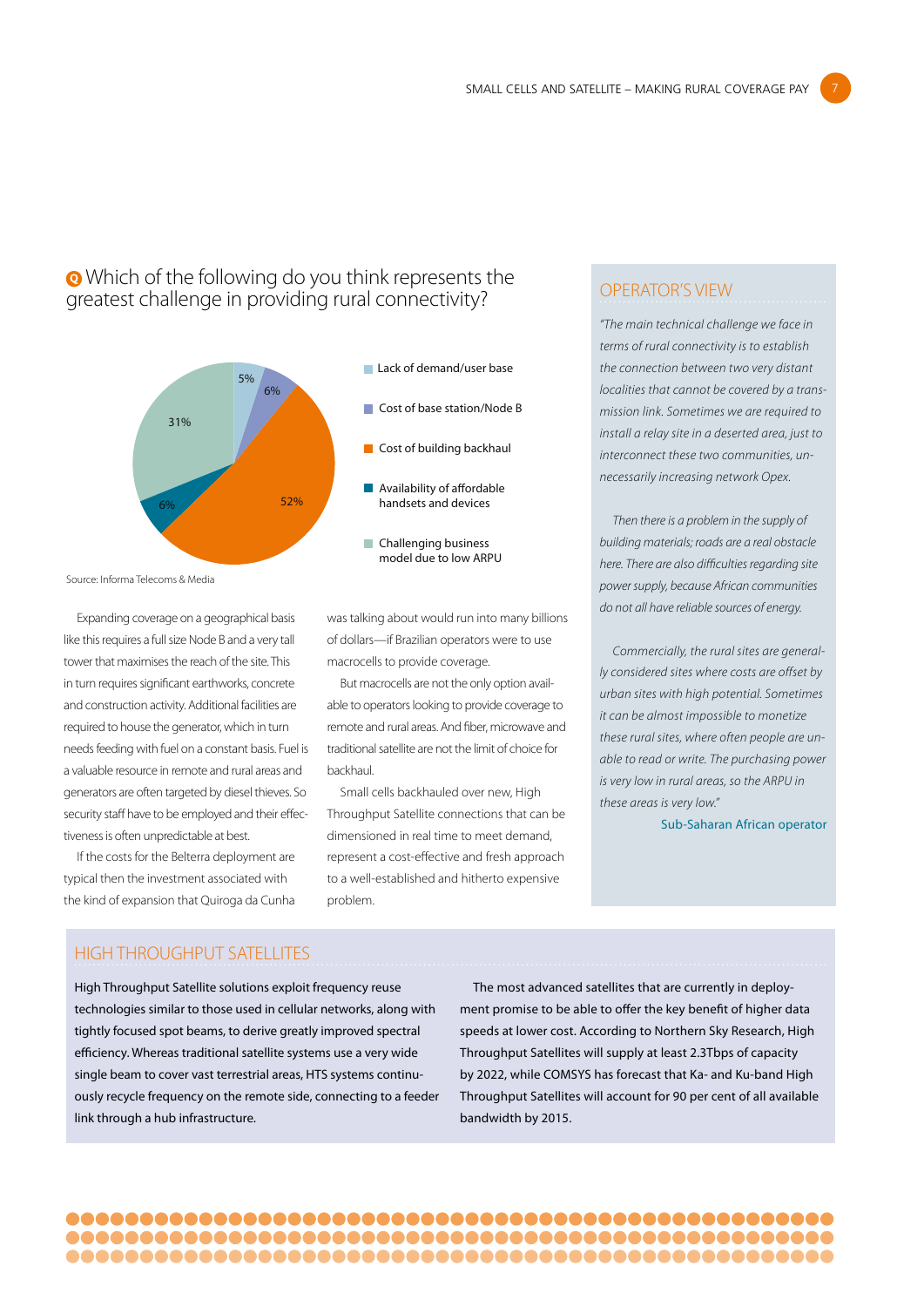## Which of the following do you think represents the greatest challenge in providing rural connectivity?

| Challenge | Share |
|---|---|
| Lack of demand/user base | 5% |
| Cost of base station/Node B | 6% |
| Cost of building backhaul | 52% |
| Availability of affordable handsets and devices | 6% |
| Challenging business model due to low ARPU | 31% |

Source: Informa Telecoms & Media

Expanding coverage on a geographical basis like this requires a full size Node B and a very tall tower that maximises the reach of the site. This in turn requires significant earthworks, concrete and construction activity. Additional facilities are required to house the generator, which in turn needs feeding with fuel on a constant basis. Fuel is a valuable resource in remote and rural areas and generators are often targeted by diesel thieves. So security staff have to be employed and their effectiveness is often unpredictable at best.

If the costs for the Belterra deployment are typical then the investment associated with the kind of expansion that Quiroga da Cunha was talking about would run into many billions of dollars—if Brazilian operators were to use macrocells to provide coverage.

But macrocells are not the only option available to operators looking to provide coverage to remote and rural areas. And fiber, microwave and traditional satellite are not the limit of choice for backhaul.

Small cells backhauled over new, High Throughput Satellite connections that can be dimensioned in real time to meet demand, represent a cost-effective and fresh approach to a well-established and hitherto expensive problem.

## OPERATOR'S VIEW

*"The main technical challenge we face in terms of rural connectivity is to establish the connection between two very distant localities that cannot be covered by a transmission link. Sometimes we are required to install a relay site in a deserted area, just to interconnect these two communities, unnecessarily increasing network Opex.*

*Then there is a problem in the supply of building materials; roads are a real obstacle here. There are also difficulties regarding site power supply, because African communities do not all have reliable sources of energy.*

*Commercially, the rural sites are generally considered sites where costs are offset by urban sites with high potential. Sometimes it can be almost impossible to monetize these rural sites, where often people are unable to read or write. The purchasing power is very low in rural areas, so the ARPU in these areas is very low."*

Sub-Saharan African operator

## HIGH THROUGHPUT SATELLITES

High Throughput Satellite solutions exploit frequency reuse technologies similar to those used in cellular networks, along with tightly focused spot beams, to derive greatly improved spectral efficiency. Whereas traditional satellite systems use a very wide single beam to cover vast terrestrial areas, HTS systems continuously recycle frequency on the remote side, connecting to a feeder link through a hub infrastructure.

The most advanced satellites that are currently in deployment promise to be able to offer the key benefit of higher data speeds at lower cost. According to Northern Sky Research, High Throughput Satellites will supply at least 2.3Tbps of capacity by 2022, while COMSYS has forecast that Ka- and Ku-band High Throughput Satellites will account for 90 per cent of all available bandwidth by 2015.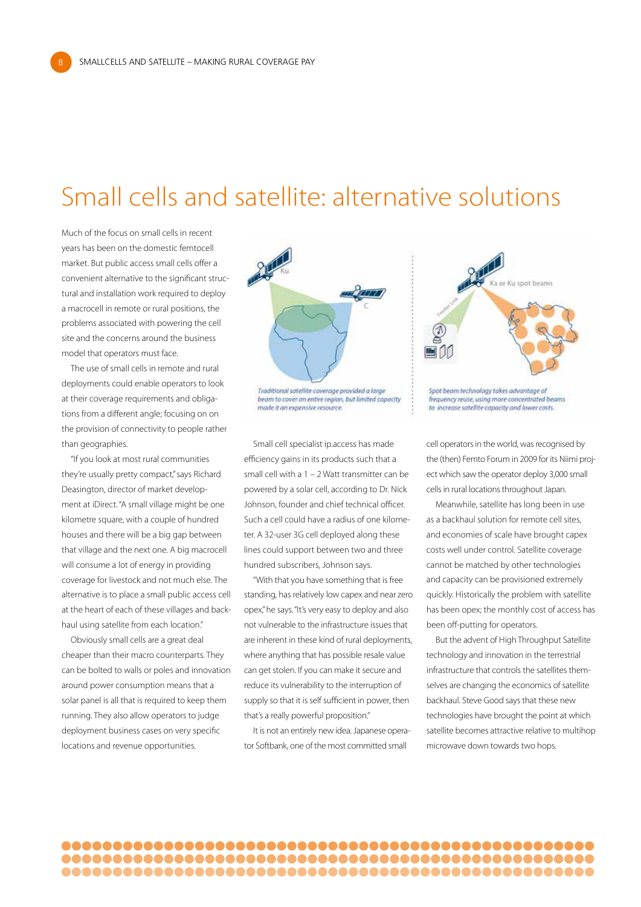# Small cells and satellite: alternative solutions

Much of the focus on small cells in recent years has been on the domestic femtocell market. But public access small cells offer a convenient alternative to the significant structural and installation work required to deploy a macrocell in remote or rural positions, the problems associated with powering the cell site and the concerns around the business model that operators must face.

The use of small cells in remote and rural deployments could enable operators to look at their coverage requirements and obligations from a different angle; focusing on on the provision of connectivity to people rather than geographies.

"If you look at most rural communities they're usually pretty compact," says Richard Deasington, director of market development at iDirect. "A small village might be one kilometre square, with a couple of hundred houses and there will be a big gap between that village and the next one. A big macrocell will consume a lot of energy in providing coverage for livestock and not much else. The alternative is to place a small public access cell at the heart of each of these villages and backhaul using satellite from each location."

Obviously small cells are a great deal cheaper than their macro counterparts. They can be bolted to walls or poles and innovation around power consumption means that a solar panel is all that is required to keep them running. They also allow operators to judge deployment business cases on very specific locations and revenue opportunities.

*Traditional satellite coverage provided a large beam to cover an entire region, but limited capacity made it an expensive resource.*

*Spot beam technology takes advantage of frequency reuse, using more concentrated beams to increase satellite capacity and lower costs.*

Small cell specialist ip.access has made efficiency gains in its products such that a small cell with a 1 – 2 Watt transmitter can be powered by a solar cell, according to Dr. Nick Johnson, founder and chief technical officer. Such a cell could have a radius of one kilometer. A 32-user 3G cell deployed along these lines could support between two and three hundred subscribers, Johnson says.

"With that you have something that is free standing, has relatively low capex and near zero opex," he says. "It's very easy to deploy and also not vulnerable to the infrastructure issues that are inherent in these kind of rural deployments, where anything that has possible resale value can get stolen. If you can make it secure and reduce its vulnerability to the interruption of supply so that it is self sufficient in power, then that's a really powerful proposition."

It is not an entirely new idea. Japanese operator Softbank, one of the most committed small cell operators in the world, was recognised by the (then) Femto Forum in 2009 for its Niimi project which saw the operator deploy 3,000 small cells in rural locations throughout Japan.

Meanwhile, satellite has long been in use as a backhaul solution for remote cell sites, and economies of scale have brought capex costs well under control. Satellite coverage cannot be matched by other technologies and capacity can be provisioned extremely quickly. Historically the problem with satellite has been opex; the monthly cost of access has been off-putting for operators.

But the advent of High Throughput Satellite technology and innovation in the terrestrial infrastructure that controls the satellites themselves are changing the economics of satellite backhaul. Steve Good says that these new technologies have brought the point at which satellite becomes attractive relative to multihop microwave down towards two hops.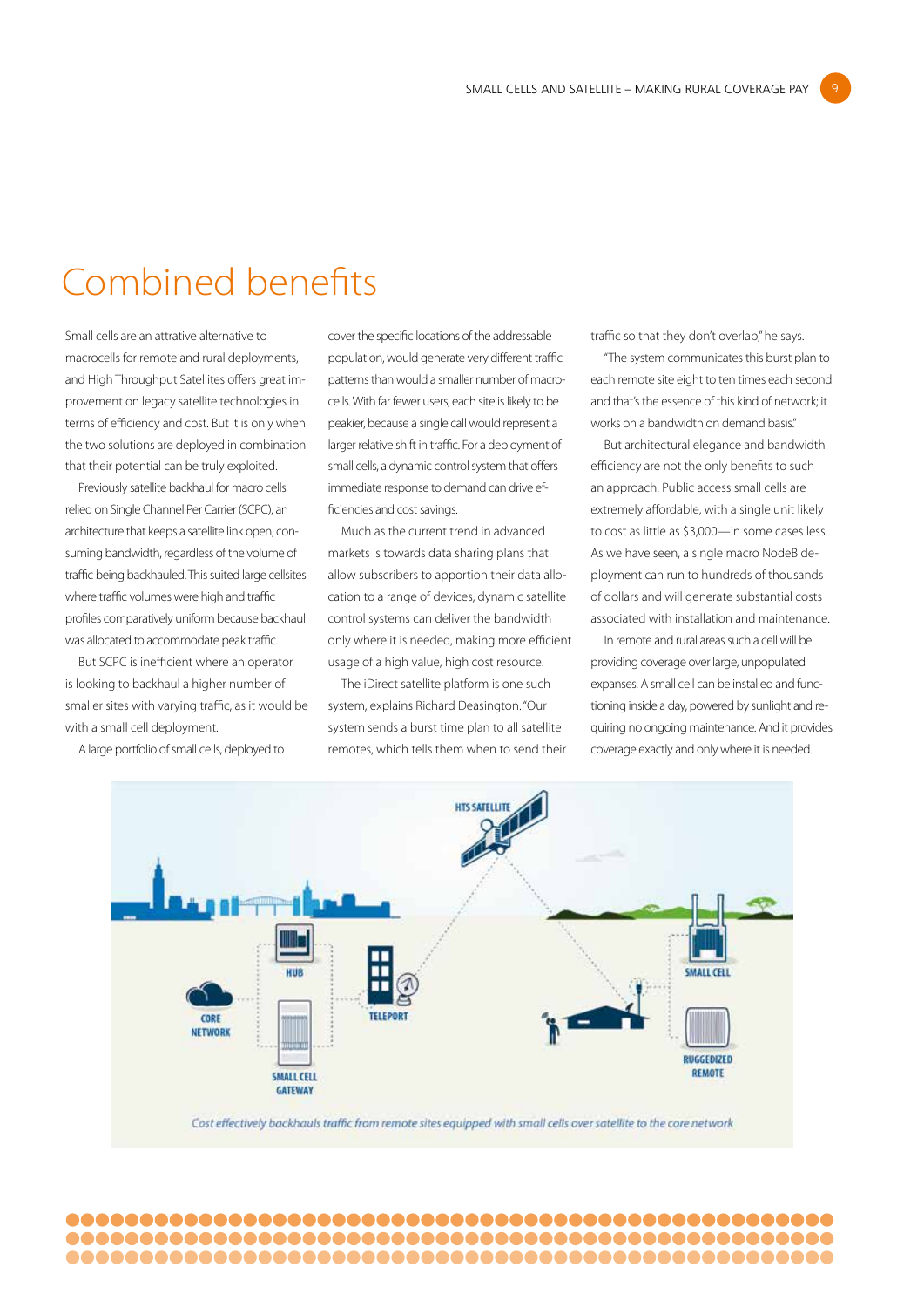# Combined benefits

Small cells are an attrative alternative to macrocells for remote and rural deployments, and High Throughput Satellites offers great improvement on legacy satellite technologies in terms of efficiency and cost. But it is only when the two solutions are deployed in combination that their potential can be truly exploited.

Previously satellite backhaul for macro cells relied on Single Channel Per Carrier (SCPC), an architecture that keeps a satellite link open, consuming bandwidth, regardless of the volume of traffic being backhauled. This suited large cellsites where traffic volumes were high and traffic profiles comparatively uniform because backhaul was allocated to accommodate peak traffic.

But SCPC is inefficient where an operator is looking to backhaul a higher number of smaller sites with varying traffic, as it would be with a small cell deployment.

A large portfolio of small cells, deployed to cover the specific locations of the addressable population, would generate very different traffic patterns than would a smaller number of macrocells. With far fewer users, each site is likely to be peakier, because a single call would represent a larger relative shift in traffic. For a deployment of small cells, a dynamic control system that offers immediate response to demand can drive efficiencies and cost savings.

Much as the current trend in advanced markets is towards data sharing plans that allow subscribers to apportion their data allocation to a range of devices, dynamic satellite control systems can deliver the bandwidth only where it is needed, making more efficient usage of a high value, high cost resource.

The iDirect satellite platform is one such system, explains Richard Deasington. "Our system sends a burst time plan to all satellite remotes, which tells them when to send their traffic so that they don't overlap," he says.

"The system communicates this burst plan to each remote site eight to ten times each second and that's the essence of this kind of network; it works on a bandwidth on demand basis."

But architectural elegance and bandwidth efficiency are not the only benefits to such an approach. Public access small cells are extremely affordable, with a single unit likely to cost as little as $3,000—in some cases less. As we have seen, a single macro NodeB deployment can run to hundreds of thousands of dollars and will generate substantial costs associated with installation and maintenance.

In remote and rural areas such a cell will be providing coverage over large, unpopulated expanses. A small cell can be installed and functioning inside a day, powered by sunlight and requiring no ongoing maintenance. And it provides coverage exactly and only where it is needed.

*Cost effectively backhauls traffic from remote sites equipped with small cells over satellite to the core network*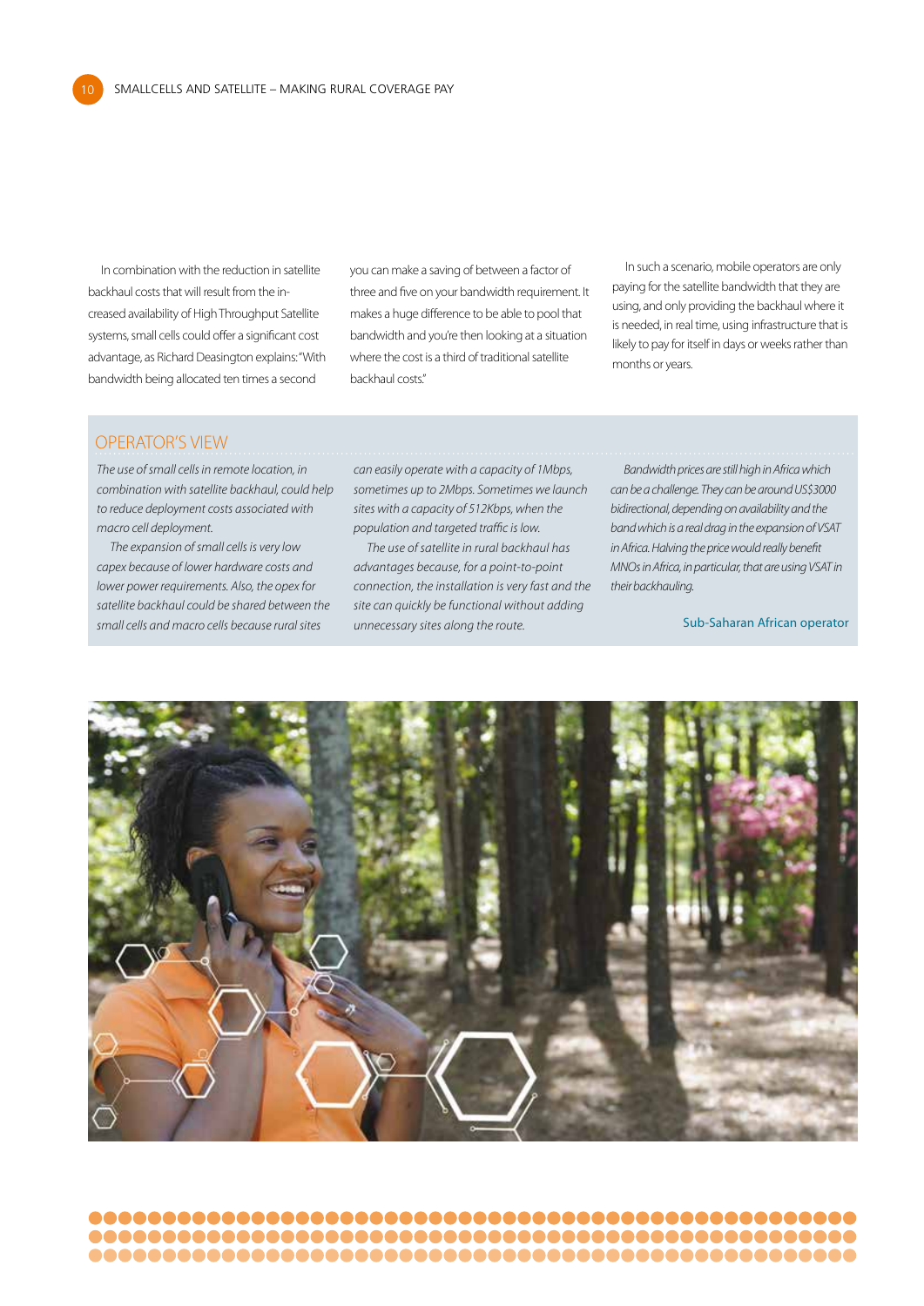In combination with the reduction in satellite backhaul costs that will result from the increased availability of High Throughput Satellite systems, small cells could offer a significant cost advantage, as Richard Deasington explains: "With bandwidth being allocated ten times a second you can make a saving of between a factor of three and five on your bandwidth requirement. It makes a huge difference to be able to pool that bandwidth and you're then looking at a situation where the cost is a third of traditional satellite backhaul costs."

In such a scenario, mobile operators are only paying for the satellite bandwidth that they are using, and only providing the backhaul where it is needed, in real time, using infrastructure that is likely to pay for itself in days or weeks rather than months or years.

## OPERATOR'S VIEW

*The use of small cells in remote location, in combination with satellite backhaul, could help to reduce deployment costs associated with macro cell deployment.*

*The expansion of small cells is very low capex because of lower hardware costs and lower power requirements. Also, the opex for satellite backhaul could be shared between the small cells and macro cells because rural sites can easily operate with a capacity of 1Mbps, sometimes up to 2Mbps. Sometimes we launch sites with a capacity of 512Kbps, when the population and targeted traffic is low.*

*The use of satellite in rural backhaul has advantages because, for a point-to-point connection, the installation is very fast and the site can quickly be functional without adding unnecessary sites along the route.*

*Bandwidth prices are still high in Africa which can be a challenge. They can be around US$3000 bidirectional, depending on availability and the band which is a real drag in the expansion of VSAT in Africa. Halving the price would really benefit MNOs in Africa, in particular, that are using VSAT in their backhauling.*

Sub-Saharan African operator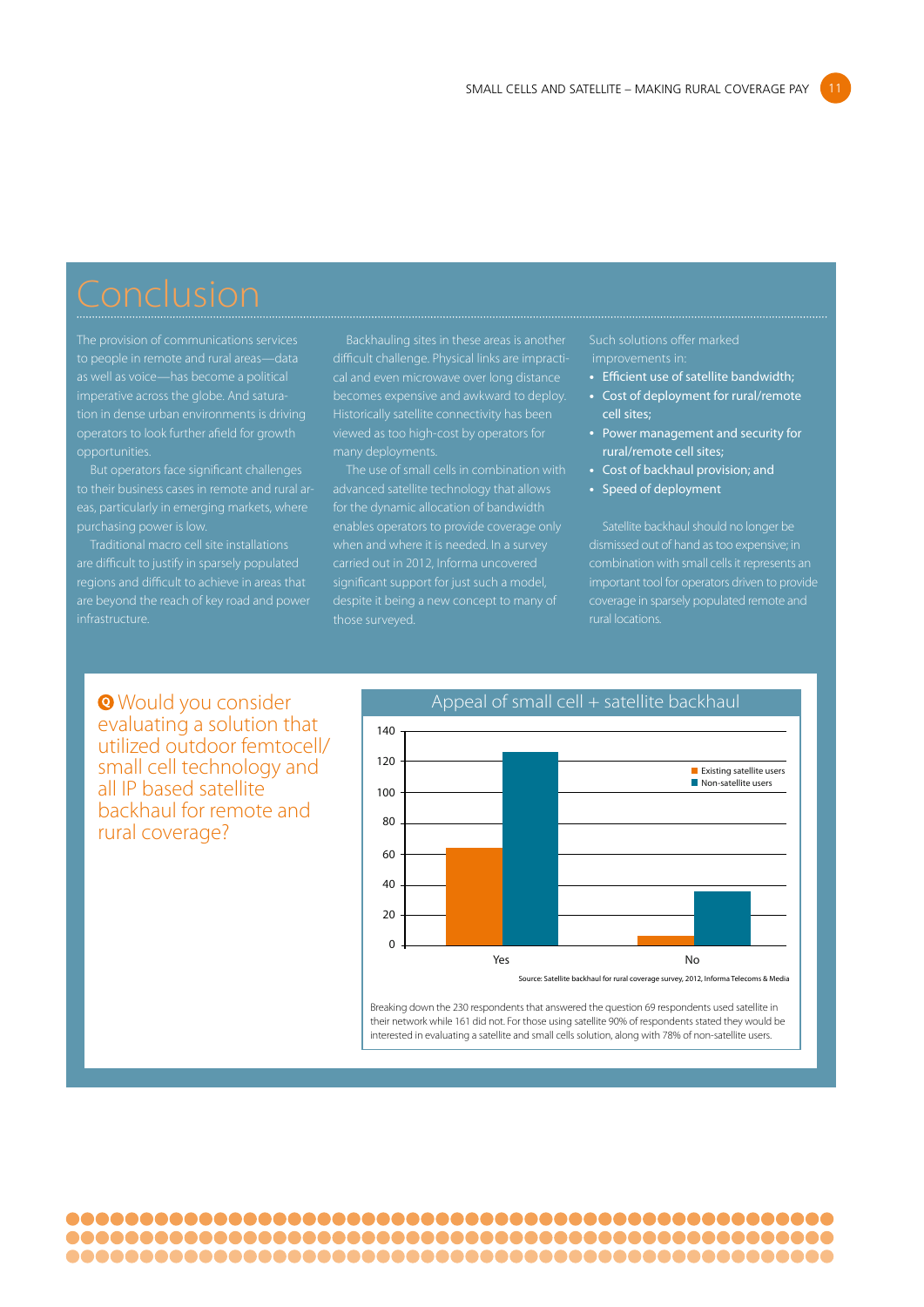# Conclusion

The provision of communications services to people in remote and rural areas—data as well as voice—has become a political imperative across the globe. And saturation in dense urban environments is driving operators to look further afield for growth opportunities.

But operators face significant challenges to their business cases in remote and rural areas, particularly in emerging markets, where purchasing power is low.

Traditional macro cell site installations are difficult to justify in sparsely populated regions and difficult to achieve in areas that are beyond the reach of key road and power infrastructure.

Backhauling sites in these areas is another difficult challenge. Physical links are impractical and even microwave over long distance becomes expensive and awkward to deploy. Historically satellite connectivity has been viewed as too high-cost by operators for many deployments.

The use of small cells in combination with advanced satellite technology that allows for the dynamic allocation of bandwidth enables operators to provide coverage only when and where it is needed. In a survey carried out in 2012, Informa uncovered significant support for just such a model, despite it being a new concept to many of those surveyed.

Such solutions offer marked improvements in:

- Efficient use of satellite bandwidth;
- Cost of deployment for rural/remote cell sites;
- Power management and security for rural/remote cell sites;
- Cost of backhaul provision; and
- Speed of deployment

Satellite backhaul should no longer be dismissed out of hand as too expensive; in combination with small cells it represents an important tool for operators driven to provide coverage in sparsely populated remote and rural locations.

**Q** Would you consider evaluating a solution that utilized outdoor femtocell/ small cell technology and all IP based satellite backhaul for remote and rural coverage?

**Appeal of small cell + satellite backhaul**

| | Existing satellite users | Non-satellite users |
|---|---|---|
| Yes | 62 | 126 |
| No | 6 | 35 |

Source: Satellite backhaul for rural coverage survey, 2012, Informa Telecoms & Media

Breaking down the 230 respondents that answered the question 69 respondents used satellite in their network while 161 did not. For those using satellite 90% of respondents stated they would be interested in evaluating a satellite and small cells solution, along with 78% of non-satellite users.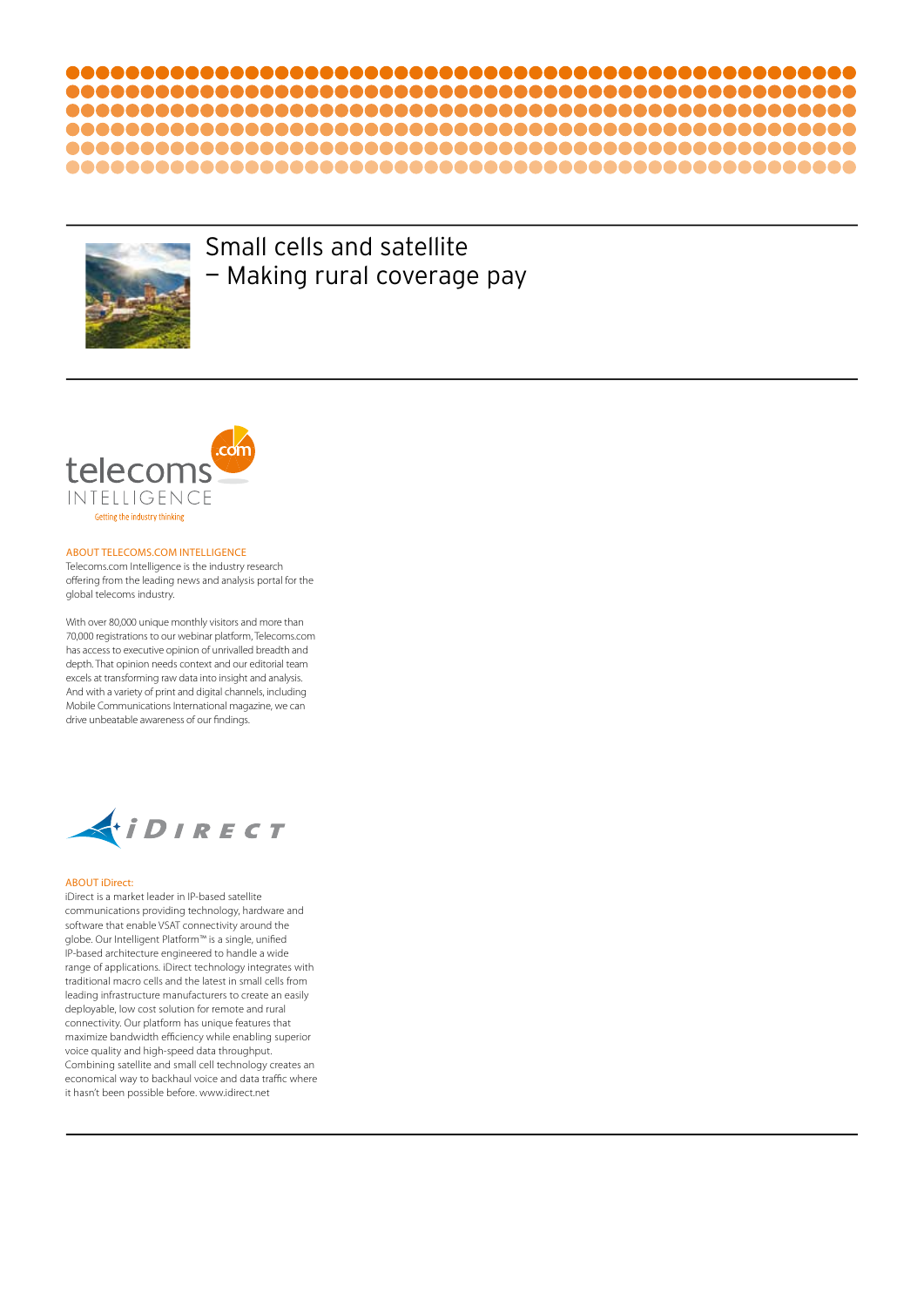# Small cells and satellite – Making rural coverage pay

telecoms .com INTELLIGENCE

Getting the industry thinking

ABOUT TELECOMS.COM INTELLIGENCE

Telecoms.com Intelligence is the industry research offering from the leading news and analysis portal for the global telecoms industry.

With over 80,000 unique monthly visitors and more than 70,000 registrations to our webinar platform, Telecoms.com has access to executive opinion of unrivalled breadth and depth. That opinion needs context and our editorial team excels at transforming raw data into insight and analysis. And with a variety of print and digital channels, including Mobile Communications International magazine, we can drive unbeatable awareness of our findings.

iDIRECT

ABOUT iDirect:

iDirect is a market leader in IP-based satellite communications providing technology, hardware and software that enable VSAT connectivity around the globe. Our Intelligent Platform™ is a single, unified IP-based architecture engineered to handle a wide range of applications. iDirect technology integrates with traditional macro cells and the latest in small cells from leading infrastructure manufacturers to create an easily deployable, low cost solution for remote and rural connectivity. Our platform has unique features that maximize bandwidth efficiency while enabling superior voice quality and high-speed data throughput. Combining satellite and small cell technology creates an economical way to backhaul voice and data traffic where it hasn't been possible before. www.idirect.net